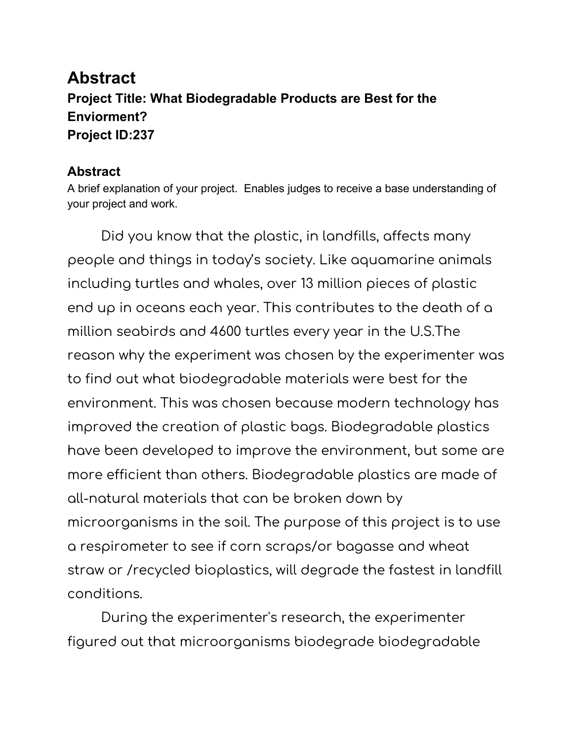# Abstract

**Project Title: What Biodegradable Products are Best for the Enviorment?**
**Project ID:237**

### Abstract

A brief explanation of your project. Enables judges to receive a base understanding of your project and work.

Did you know that the plastic, in landfills, affects many people and things in today's society. Like aquamarine animals including turtles and whales, over 13 million pieces of plastic end up in oceans each year. This contributes to the death of a million seabirds and 4600 turtles every year in the U.S.The reason why the experiment was chosen by the experimenter was to find out what biodegradable materials were best for the environment. This was chosen because modern technology has improved the creation of plastic bags. Biodegradable plastics have been developed to improve the environment, but some are more efficient than others. Biodegradable plastics are made of all-natural materials that can be broken down by microorganisms in the soil. The purpose of this project is to use a respirometer to see if corn scraps/or bagasse and wheat straw or /recycled bioplastics, will degrade the fastest in landfill conditions.

During the experimenter's research, the experimenter figured out that microorganisms biodegrade biodegradable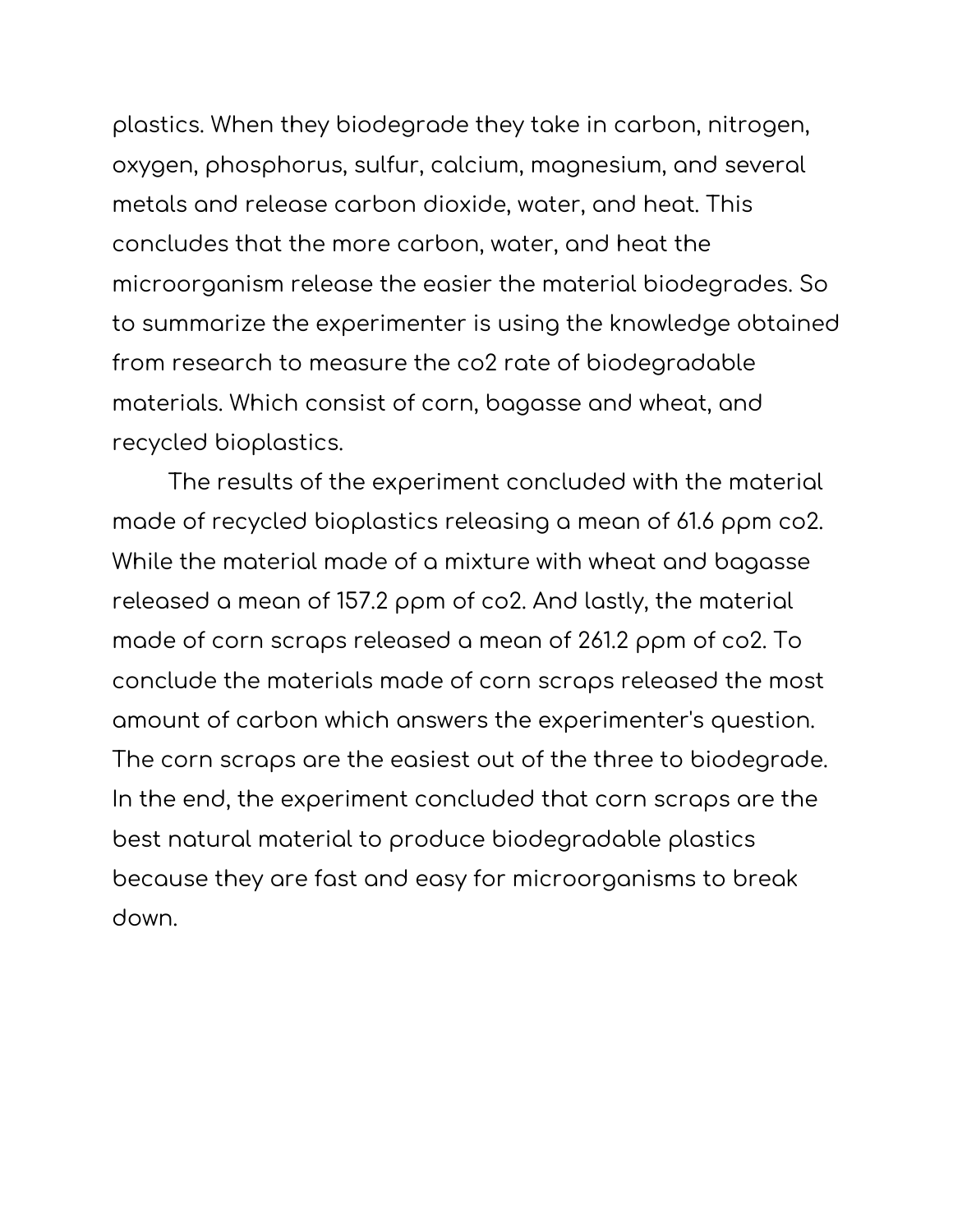plastics. When they biodegrade they take in carbon, nitrogen, oxygen, phosphorus, sulfur, calcium, magnesium, and several metals and release carbon dioxide, water, and heat. This concludes that the more carbon, water, and heat the microorganism release the easier the material biodegrades. So to summarize the experimenter is using the knowledge obtained from research to measure the co2 rate of biodegradable materials. Which consist of corn, bagasse and wheat, and recycled bioplastics.

The results of the experiment concluded with the material made of recycled bioplastics releasing a mean of 61.6 ppm co2. While the material made of a mixture with wheat and bagasse released a mean of 157.2 ppm of co2. And lastly, the material made of corn scraps released a mean of 261.2 ppm of co2. To conclude the materials made of corn scraps released the most amount of carbon which answers the experimenter's question. The corn scraps are the easiest out of the three to biodegrade. In the end, the experiment concluded that corn scraps are the best natural material to produce biodegradable plastics because they are fast and easy for microorganisms to break down.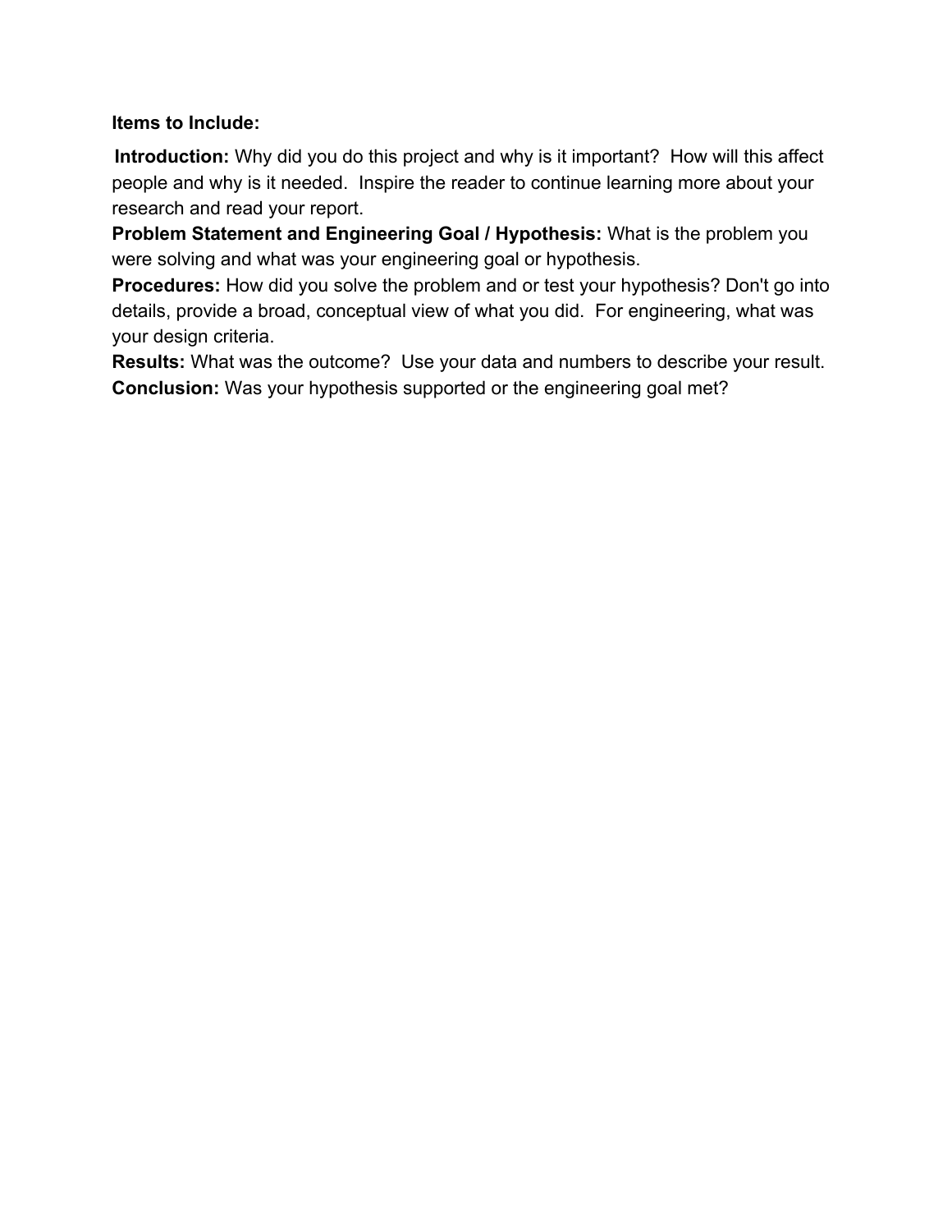**Items to Include:**

**Introduction:** Why did you do this project and why is it important? How will this affect people and why is it needed. Inspire the reader to continue learning more about your research and read your report.

**Problem Statement and Engineering Goal / Hypothesis:** What is the problem you were solving and what was your engineering goal or hypothesis.

**Procedures:** How did you solve the problem and or test your hypothesis? Don't go into details, provide a broad, conceptual view of what you did. For engineering, what was your design criteria.

**Results:** What was the outcome? Use your data and numbers to describe your result.

**Conclusion:** Was your hypothesis supported or the engineering goal met?